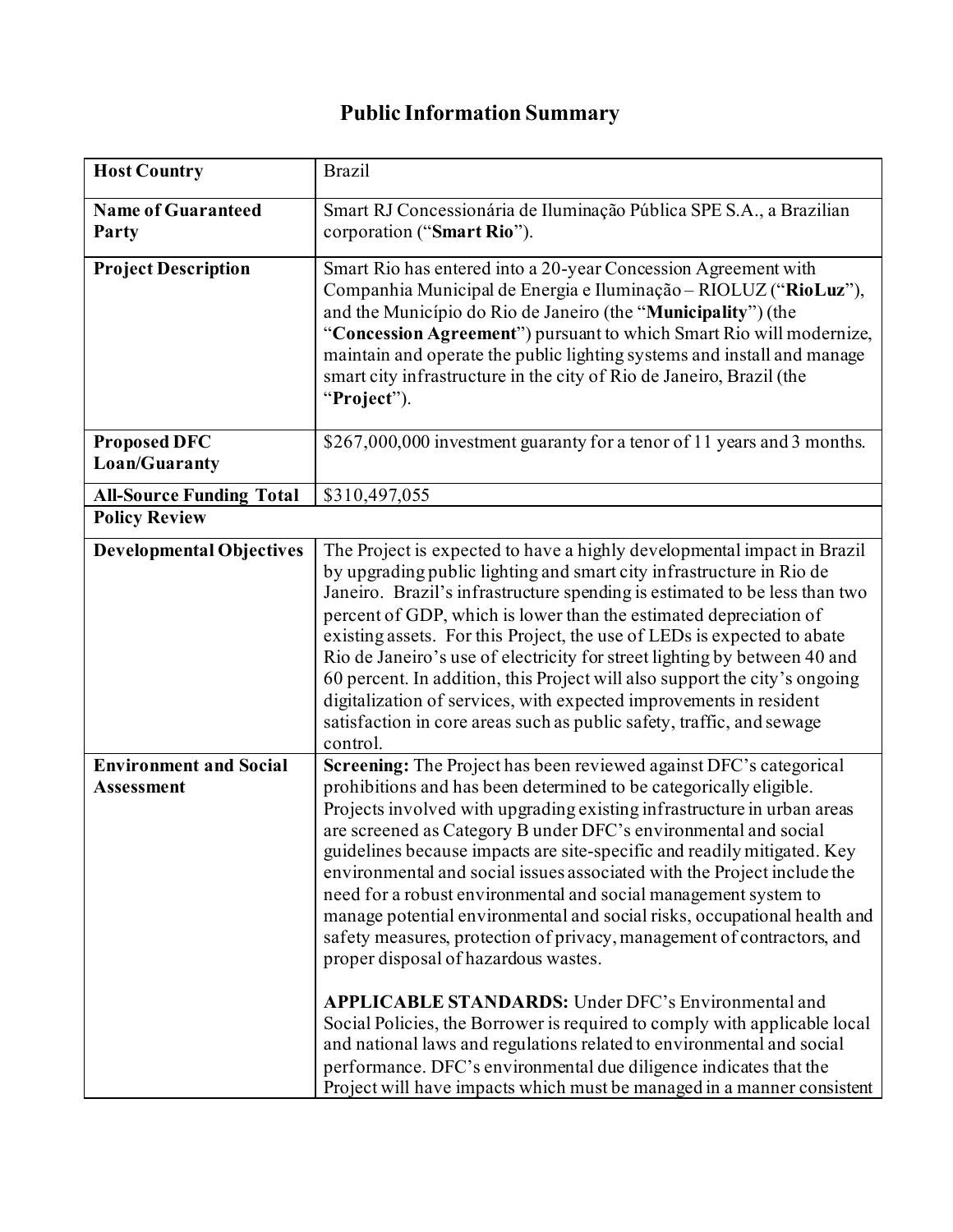# Public Information Summary

| | |
|---|---|
| **Host Country** | Brazil |
| **Name of Guaranteed Party** | Smart RJ Concessionária de Iluminação Pública SPE S.A., a Brazilian corporation ("**Smart Rio**"). |
| **Project Description** | Smart Rio has entered into a 20-year Concession Agreement with Companhia Municipal de Energia e Iluminação – RIOLUZ ("**RioLuz**"), and the Município do Rio de Janeiro (the "**Municipality**") (the "**Concession Agreement**") pursuant to which Smart Rio will modernize, maintain and operate the public lighting systems and install and manage smart city infrastructure in the city of Rio de Janeiro, Brazil (the "**Project**"). |
| **Proposed DFC Loan/Guaranty** | $267,000,000 investment guaranty for a tenor of 11 years and 3 months. |
| **All-Source Funding Total** | $310,497,055 |
| **Policy Review** | |
| **Developmental Objectives** | The Project is expected to have a highly developmental impact in Brazil by upgrading public lighting and smart city infrastructure in Rio de Janeiro. Brazil's infrastructure spending is estimated to be less than two percent of GDP, which is lower than the estimated depreciation of existing assets. For this Project, the use of LEDs is expected to abate Rio de Janeiro's use of electricity for street lighting by between 40 and 60 percent. In addition, this Project will also support the city's ongoing digitalization of services, with expected improvements in resident satisfaction in core areas such as public safety, traffic, and sewage control. |
| **Environment and Social Assessment** | **Screening:** The Project has been reviewed against DFC's categorical prohibitions and has been determined to be categorically eligible. Projects involved with upgrading existing infrastructure in urban areas are screened as Category B under DFC's environmental and social guidelines because impacts are site-specific and readily mitigated. Key environmental and social issues associated with the Project include the need for a robust environmental and social management system to manage potential environmental and social risks, occupational health and safety measures, protection of privacy, management of contractors, and proper disposal of hazardous wastes.<br><br>**APPLICABLE STANDARDS:** Under DFC's Environmental and Social Policies, the Borrower is required to comply with applicable local and national laws and regulations related to environmental and social performance. DFC's environmental due diligence indicates that the Project will have impacts which must be managed in a manner consistent |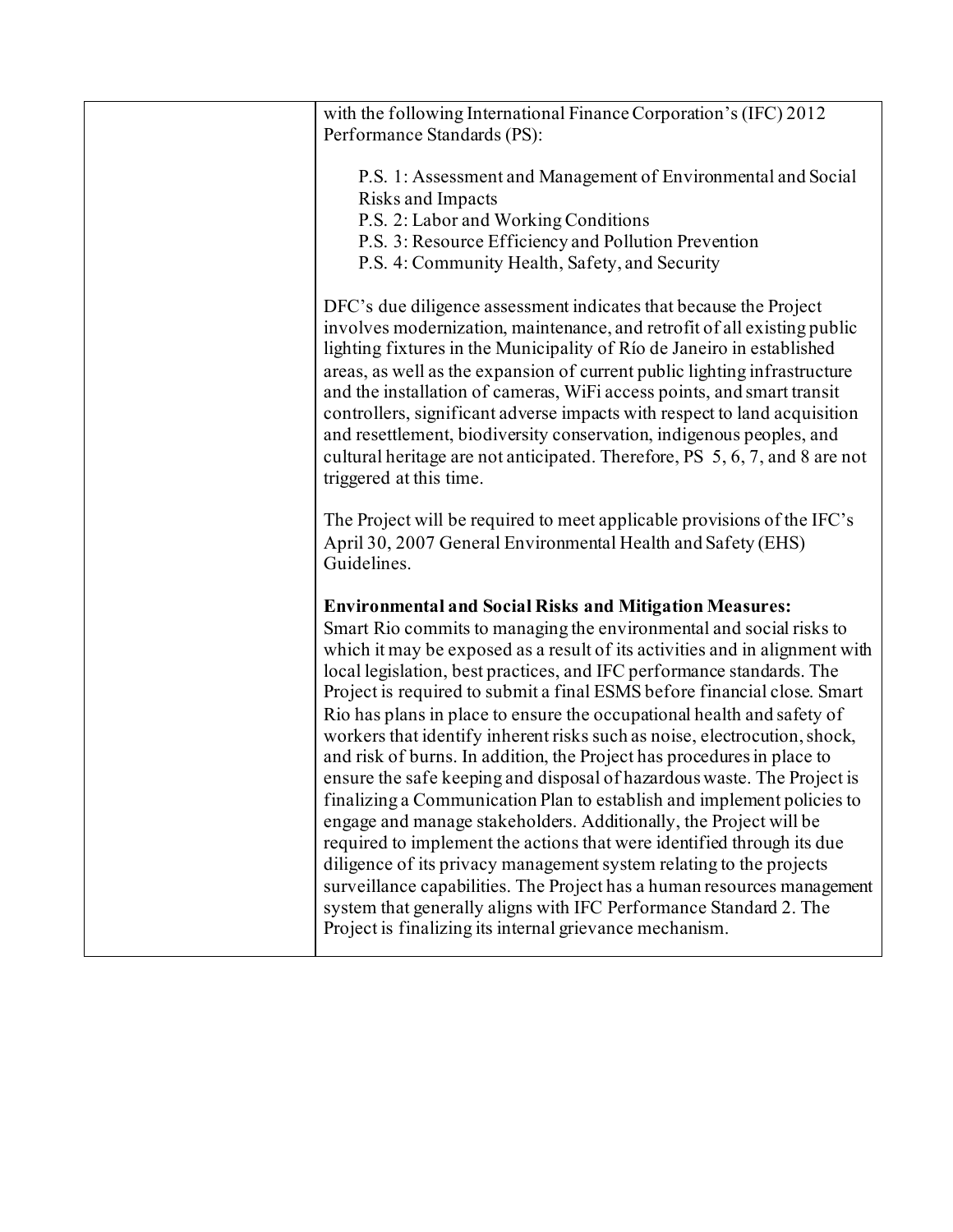| | |
|---|---|
| | with the following International Finance Corporation's (IFC) 2012 Performance Standards (PS):<br><br>P.S. 1: Assessment and Management of Environmental and Social Risks and Impacts<br>P.S. 2: Labor and Working Conditions<br>P.S. 3: Resource Efficiency and Pollution Prevention<br>P.S. 4: Community Health, Safety, and Security<br><br>DFC's due diligence assessment indicates that because the Project involves modernization, maintenance, and retrofit of all existing public lighting fixtures in the Municipality of Río de Janeiro in established areas, as well as the expansion of current public lighting infrastructure and the installation of cameras, WiFi access points, and smart transit controllers, significant adverse impacts with respect to land acquisition and resettlement, biodiversity conservation, indigenous peoples, and cultural heritage are not anticipated. Therefore, PS 5, 6, 7, and 8 are not triggered at this time.<br><br>The Project will be required to meet applicable provisions of the IFC's April 30, 2007 General Environmental Health and Safety (EHS) Guidelines.<br><br>**Environmental and Social Risks and Mitigation Measures:**<br>Smart Rio commits to managing the environmental and social risks to which it may be exposed as a result of its activities and in alignment with local legislation, best practices, and IFC performance standards. The Project is required to submit a final ESMS before financial close. Smart Rio has plans in place to ensure the occupational health and safety of workers that identify inherent risks such as noise, electrocution, shock, and risk of burns. In addition, the Project has procedures in place to ensure the safe keeping and disposal of hazardous waste. The Project is finalizing a Communication Plan to establish and implement policies to engage and manage stakeholders. Additionally, the Project will be required to implement the actions that were identified through its due diligence of its privacy management system relating to the projects surveillance capabilities. The Project has a human resources management system that generally aligns with IFC Performance Standard 2. The Project is finalizing its internal grievance mechanism. |